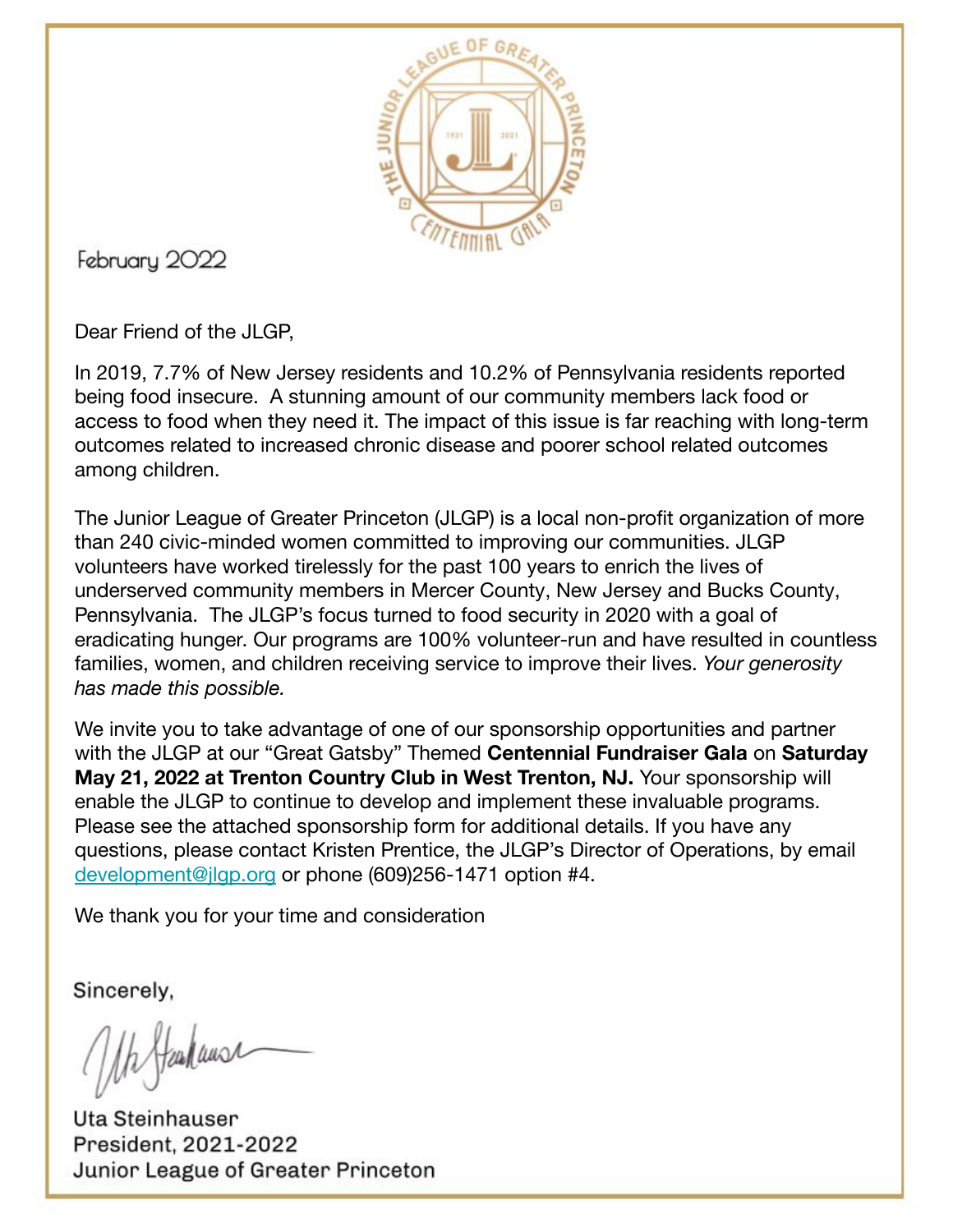February 2022

Dear Friend of the JLGP,

In 2019, 7.7% of New Jersey residents and 10.2% of Pennsylvania residents reported being food insecure. A stunning amount of our community members lack food or access to food when they need it. The impact of this issue is far reaching with long-term outcomes related to increased chronic disease and poorer school related outcomes among children.

The Junior League of Greater Princeton (JLGP) is a local non-profit organization of more than 240 civic-minded women committed to improving our communities. JLGP volunteers have worked tirelessly for the past 100 years to enrich the lives of underserved community members in Mercer County, New Jersey and Bucks County, Pennsylvania. The JLGP's focus turned to food security in 2020 with a goal of eradicating hunger. Our programs are 100% volunteer-run and have resulted in countless families, women, and children receiving service to improve their lives. *Your generosity has made this possible.*

We invite you to take advantage of one of our sponsorship opportunities and partner with the JLGP at our "Great Gatsby" Themed **Centennial Fundraiser Gala** on **Saturday May 21, 2022 at Trenton Country Club in West Trenton, NJ.** Your sponsorship will enable the JLGP to continue to develop and implement these invaluable programs. Please see the attached sponsorship form for additional details. If you have any questions, please contact Kristen Prentice, the JLGP's Director of Operations, by email development@jlgp.org or phone (609)256-1471 option #4.

We thank you for your time and consideration

Sincerely,

Uta Steinhauser
President, 2021-2022
Junior League of Greater Princeton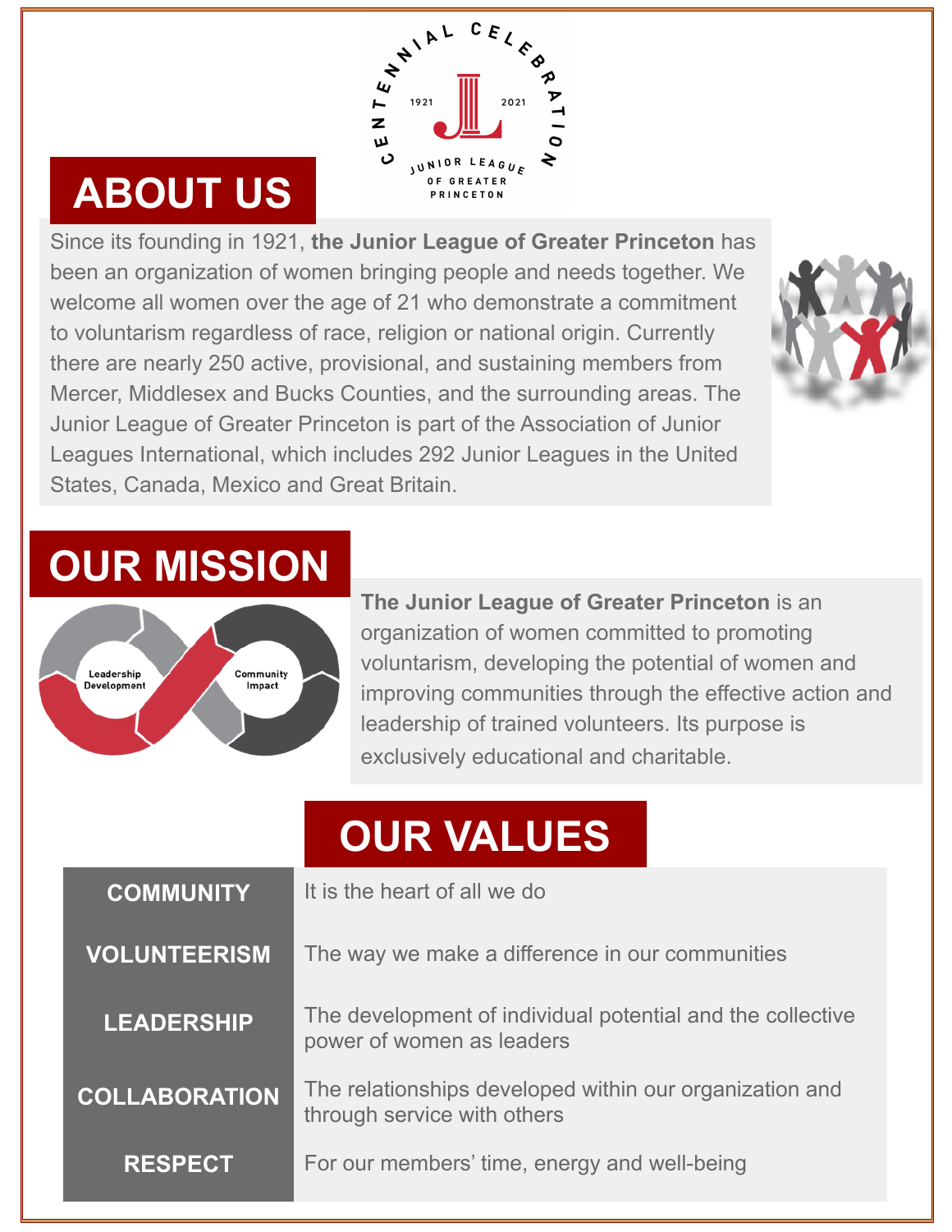CENTENNIAL CELEBRATION
1921 2021
JUNIOR LEAGUE OF GREATER PRINCETON

# ABOUT US

Since its founding in 1921, **the Junior League of Greater Princeton** has been an organization of women bringing people and needs together. We welcome all women over the age of 21 who demonstrate a commitment to voluntarism regardless of race, religion or national origin. Currently there are nearly 250 active, provisional, and sustaining members from Mercer, Middlesex and Bucks Counties, and the surrounding areas. The Junior League of Greater Princeton is part of the Association of Junior Leagues International, which includes 292 Junior Leagues in the United States, Canada, Mexico and Great Britain.

# OUR MISSION

Leadership Development

Community Impact

**The Junior League of Greater Princeton** is an organization of women committed to promoting voluntarism, developing the potential of women and improving communities through the effective action and leadership of trained volunteers. Its purpose is exclusively educational and charitable.

# OUR VALUES

| | |
|---|---|
| **COMMUNITY** | It is the heart of all we do |
| **VOLUNTEERISM** | The way we make a difference in our communities |
| **LEADERSHIP** | The development of individual potential and the collective power of women as leaders |
| **COLLABORATION** | The relationships developed within our organization and through service with others |
| **RESPECT** | For our members' time, energy and well-being |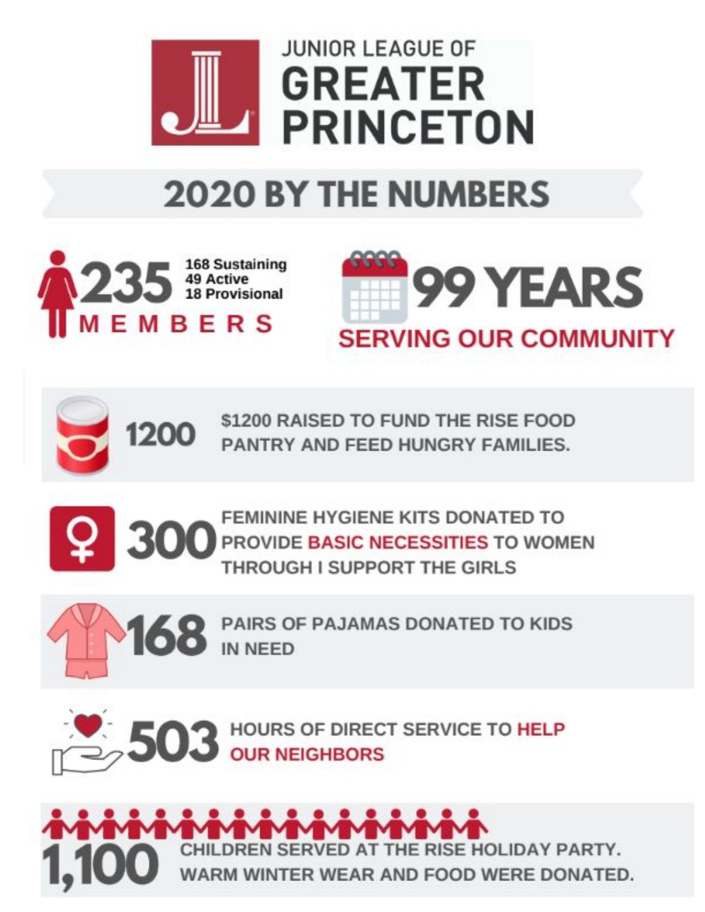# JUNIOR LEAGUE OF GREATER PRINCETON

## 2020 BY THE NUMBERS

**235 MEMBERS**
- 168 Sustaining
- 49 Active
- 18 Provisional

**99 YEARS** SERVING OUR COMMUNITY

**1200** — $1200 RAISED TO FUND THE RISE FOOD PANTRY AND FEED HUNGRY FAMILIES.

**300** — FEMININE HYGIENE KITS DONATED TO PROVIDE BASIC NECESSITIES TO WOMEN THROUGH I SUPPORT THE GIRLS

**168** — PAIRS OF PAJAMAS DONATED TO KIDS IN NEED

**503** — HOURS OF DIRECT SERVICE TO HELP OUR NEIGHBORS

**1,100** — CHILDREN SERVED AT THE RISE HOLIDAY PARTY. WARM WINTER WEAR AND FOOD WERE DONATED.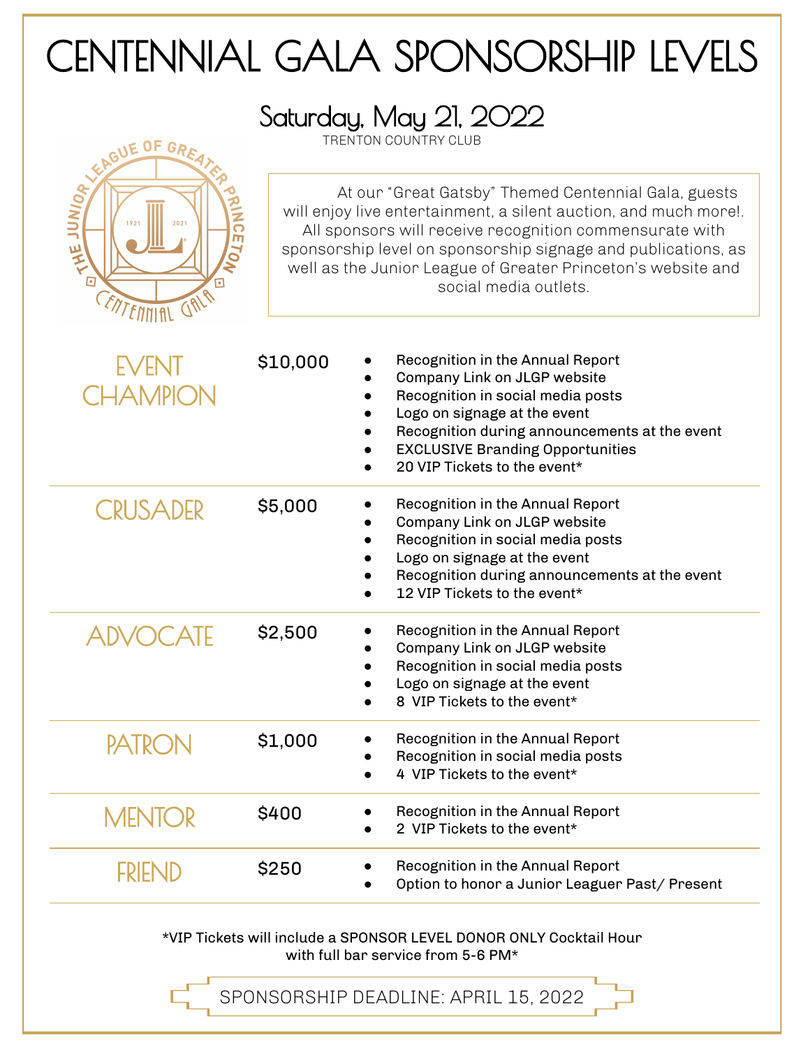# CENTENNIAL GALA SPONSORSHIP LEVELS

## Saturday, May 21, 2022

TRENTON COUNTRY CLUB

At our "Great Gatsby" Themed Centennial Gala, guests will enjoy live entertainment, a silent auction, and much more!. All sponsors will receive recognition commensurate with sponsorship level on sponsorship signage and publications, as well as the Junior League of Greater Princeton's website and social media outlets.

### EVENT CHAMPION — $10,000

- Recognition in the Annual Report
- Company Link on JLGP website
- Recognition in social media posts
- Logo on signage at the event
- Recognition during announcements at the event
- EXCLUSIVE Branding Opportunities
- 20 VIP Tickets to the event*

### CRUSADER — $5,000

- Recognition in the Annual Report
- Company Link on JLGP website
- Recognition in social media posts
- Logo on signage at the event
- Recognition during announcements at the event
- 12 VIP Tickets to the event*

### ADVOCATE — $2,500

- Recognition in the Annual Report
- Company Link on JLGP website
- Recognition in social media posts
- Logo on signage at the event
- 8 VIP Tickets to the event*

### PATRON — $1,000

- Recognition in the Annual Report
- Recognition in social media posts
- 4 VIP Tickets to the event*

### MENTOR — $400

- Recognition in the Annual Report
- 2 VIP Tickets to the event*

### FRIEND — $250

- Recognition in the Annual Report
- Option to honor a Junior Leaguer Past/ Present

*VIP Tickets will include a SPONSOR LEVEL DONOR ONLY Cocktail Hour with full bar service from 5-6 PM*

SPONSORSHIP DEADLINE: APRIL 15, 2022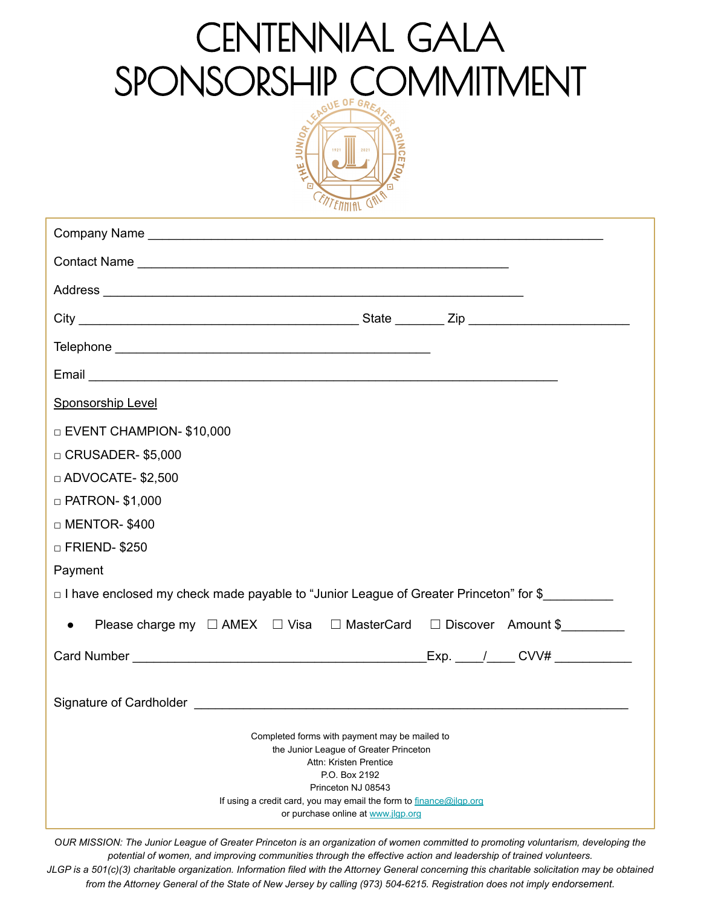# CENTENNIAL GALA SPONSORSHIP COMMITMENT

Company Name ___________________________________________________________________

Contact Name _________________________________________________

Address ________________________________________________________

City _____________________________________ State ______ Zip _____________________

Telephone _________________________________________

Email ______________________________________________________________

Sponsorship Level

□ EVENT CHAMPION- $10,000

□ CRUSADER- $5,000

□ ADVOCATE- $2,500

□ PATRON- $1,000

□ MENTOR- $400

□ FRIEND- $250

Payment

□ I have enclosed my check made payable to “Junior League of Greater Princeton” for $__________

- Please charge my ☐ AMEX ☐ Visa ☐ MasterCard ☐ Discover Amount $_________

Card Number _______________________________________Exp. ____/____ CVV# ___________

Signature of Cardholder _________________________________________________________

Completed forms with payment may be mailed to
the Junior League of Greater Princeton
Attn: Kristen Prentice
P.O. Box 2192
Princeton NJ 08543
If using a credit card, you may email the form to finance@jlgp.org
or purchase online at www.jlgp.org

*OUR MISSION: The Junior League of Greater Princeton is an organization of women committed to promoting voluntarism, developing the potential of women, and improving communities through the effective action and leadership of trained volunteers.*
*JLGP is a 501(c)(3) charitable organization. Information filed with the Attorney General concerning this charitable solicitation may be obtained from the Attorney General of the State of New Jersey by calling (973) 504-6215. Registration does not imply endorsement.*